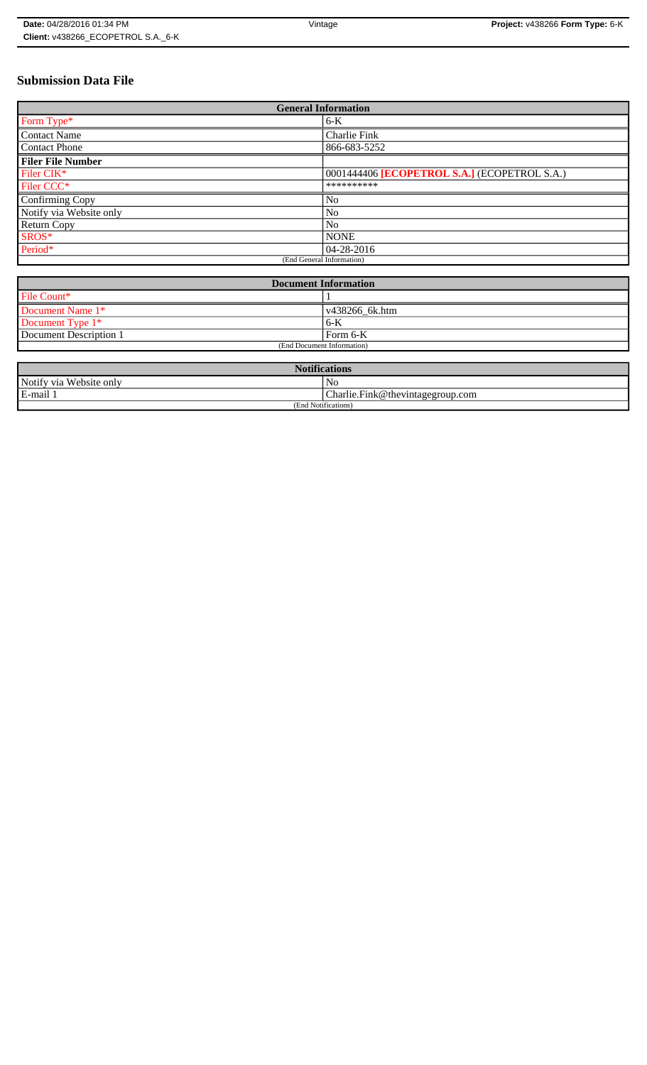# Submission Data File

| General Information | |
|---|---|
| Form Type* | 6-K |
| Contact Name | Charlie Fink |
| Contact Phone | 866-683-5252 |
| **Filer File Number** | |
| Filer CIK* | 0001444406 **[ECOPETROL S.A.]** (ECOPETROL S.A.) |
| Filer CCC* | ********** |
| Confirming Copy | No |
| Notify via Website only | No |
| Return Copy | No |
| SROS* | NONE |
| Period* | 04-28-2016 |
| (End General Information) | |

| Document Information | |
|---|---|
| File Count* | 1 |
| Document Name 1* | v438266_6k.htm |
| Document Type 1* | 6-K |
| Document Description 1 | Form 6-K |
| (End Document Information) | |

| Notifications | |
|---|---|
| Notify via Website only | No |
| E-mail 1 | Charlie.Fink@thevintagegroup.com |
| (End Notifications) | |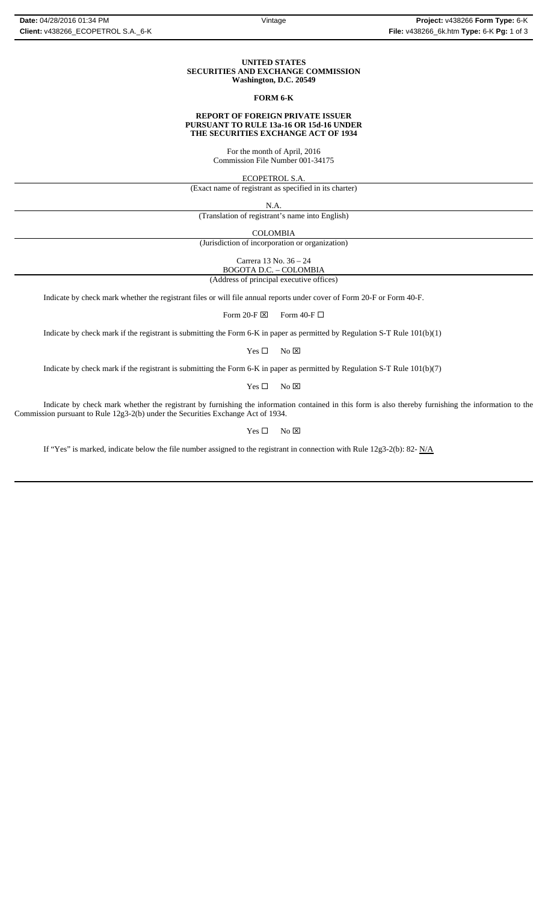**UNITED STATES**
**SECURITIES AND EXCHANGE COMMISSION**
**Washington, D.C. 20549**

**FORM 6-K**

**REPORT OF FOREIGN PRIVATE ISSUER**
**PURSUANT TO RULE 13a-16 OR 15d-16 UNDER**
**THE SECURITIES EXCHANGE ACT OF 1934**

For the month of April, 2016
Commission File Number 001-34175

ECOPETROL S.A.
(Exact name of registrant as specified in its charter)

N.A.
(Translation of registrant's name into English)

COLOMBIA
(Jurisdiction of incorporation or organization)

Carrera 13 No. 36 – 24
BOGOTA D.C. – COLOMBIA
(Address of principal executive offices)

Indicate by check mark whether the registrant files or will file annual reports under cover of Form 20-F or Form 40-F.

Form 20-F ☒ Form 40-F ☐

Indicate by check mark if the registrant is submitting the Form 6-K in paper as permitted by Regulation S-T Rule 101(b)(1)

Yes ☐ No ☒

Indicate by check mark if the registrant is submitting the Form 6-K in paper as permitted by Regulation S-T Rule 101(b)(7)

Yes ☐ No ☒

Indicate by check mark whether the registrant by furnishing the information contained in this form is also thereby furnishing the information to the Commission pursuant to Rule 12g3-2(b) under the Securities Exchange Act of 1934.

Yes ☐ No ☒

If "Yes" is marked, indicate below the file number assigned to the registrant in connection with Rule 12g3-2(b): 82- N/A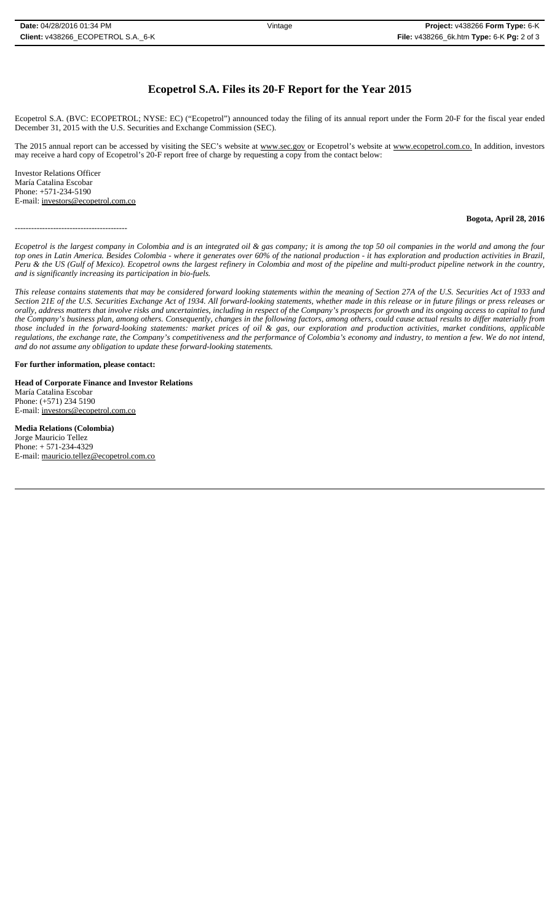# Ecopetrol S.A. Files its 20-F Report for the Year 2015

Ecopetrol S.A. (BVC: ECOPETROL; NYSE: EC) ("Ecopetrol") announced today the filing of its annual report under the Form 20-F for the fiscal year ended December 31, 2015 with the U.S. Securities and Exchange Commission (SEC).

The 2015 annual report can be accessed by visiting the SEC's website at www.sec.gov or Ecopetrol's website at www.ecopetrol.com.co. In addition, investors may receive a hard copy of Ecopetrol's 20-F report free of charge by requesting a copy from the contact below:

Investor Relations Officer
María Catalina Escobar
Phone: +571-234-5190
E-mail: investors@ecopetrol.com.co

**Bogota, April 28, 2016**

-----------------------------------------

*Ecopetrol is the largest company in Colombia and is an integrated oil & gas company; it is among the top 50 oil companies in the world and among the four top ones in Latin America. Besides Colombia - where it generates over 60% of the national production - it has exploration and production activities in Brazil, Peru & the US (Gulf of Mexico). Ecopetrol owns the largest refinery in Colombia and most of the pipeline and multi-product pipeline network in the country, and is significantly increasing its participation in bio-fuels.*

*This release contains statements that may be considered forward looking statements within the meaning of Section 27A of the U.S. Securities Act of 1933 and Section 21E of the U.S. Securities Exchange Act of 1934. All forward-looking statements, whether made in this release or in future filings or press releases or orally, address matters that involve risks and uncertainties, including in respect of the Company's prospects for growth and its ongoing access to capital to fund the Company's business plan, among others. Consequently, changes in the following factors, among others, could cause actual results to differ materially from those included in the forward-looking statements: market prices of oil & gas, our exploration and production activities, market conditions, applicable regulations, the exchange rate, the Company's competitiveness and the performance of Colombia's economy and industry, to mention a few. We do not intend, and do not assume any obligation to update these forward-looking statements.*

**For further information, please contact:**

**Head of Corporate Finance and Investor Relations**
María Catalina Escobar
Phone: (+571) 234 5190
E-mail: investors@ecopetrol.com.co

**Media Relations (Colombia)**
Jorge Mauricio Tellez
Phone: + 571-234-4329
E-mail: mauricio.tellez@ecopetrol.com.co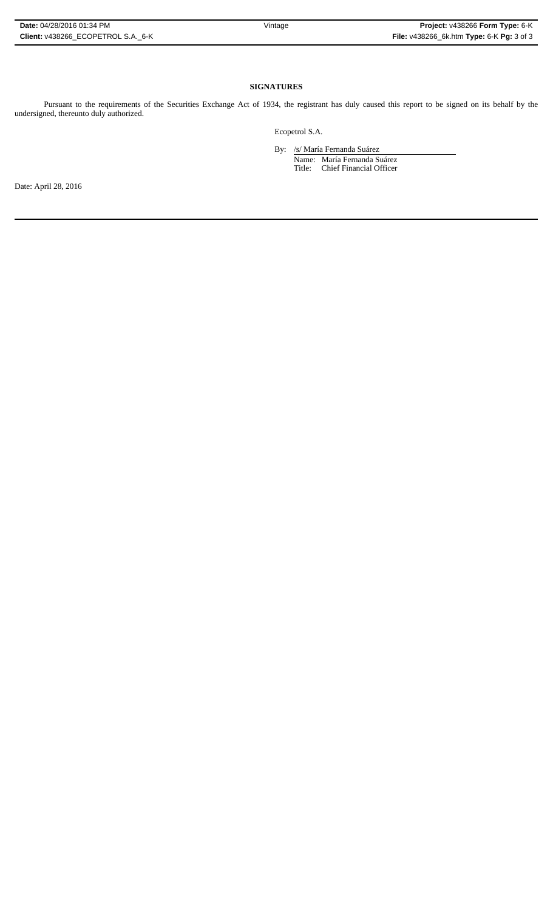## SIGNATURES

Pursuant to the requirements of the Securities Exchange Act of 1934, the registrant has duly caused this report to be signed on its behalf by the undersigned, thereunto duly authorized.

Ecopetrol S.A.

By: /s/ María Fernanda Suárez
Name: María Fernanda Suárez
Title: Chief Financial Officer

Date: April 28, 2016